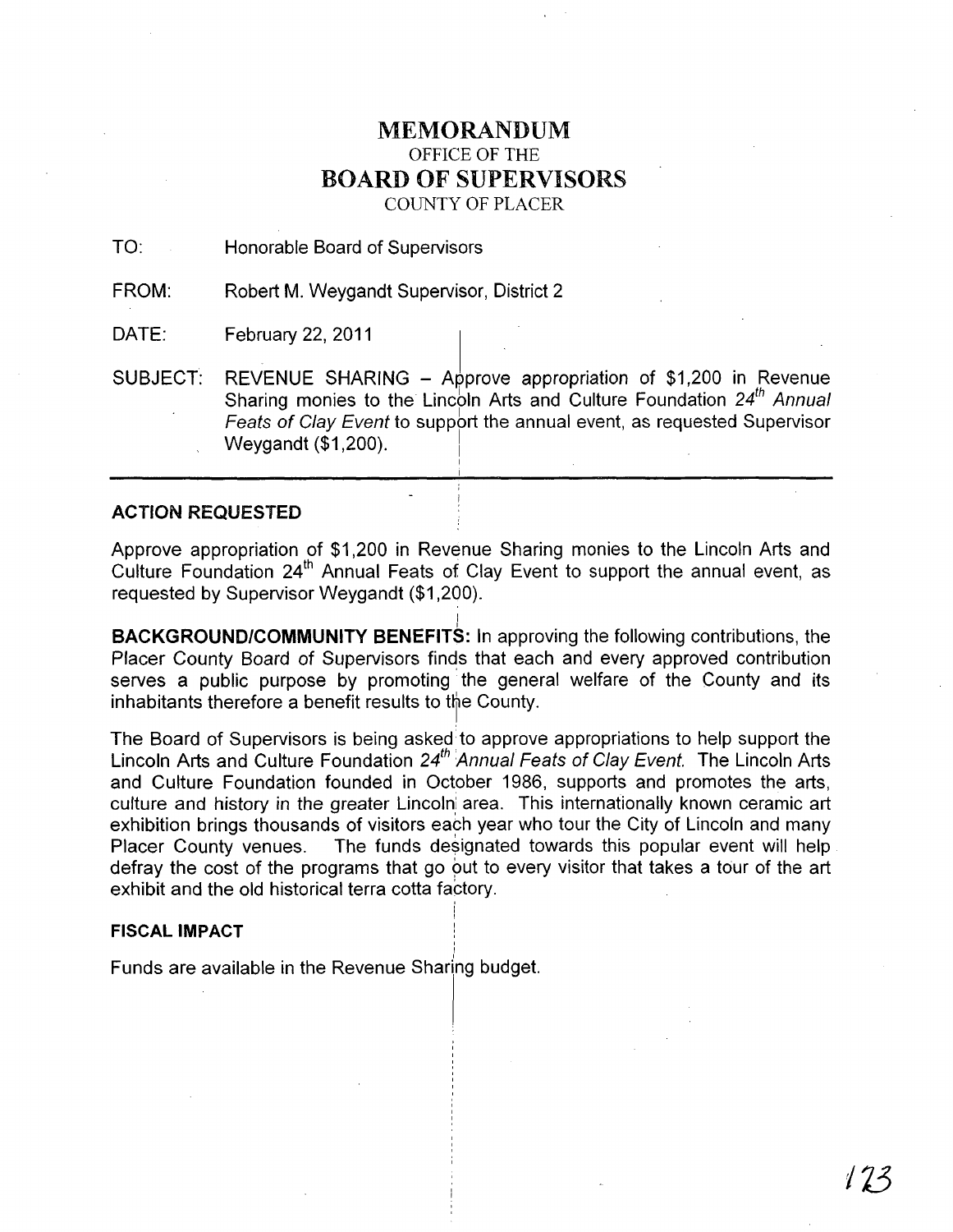# MEMORANDUM

OFFICE OF THE

# BOARD OF SUPERVISORS

COUNTY OF PLACER

TO: Honorable Board of Supervisors

FROM: Robert M. Weygandt Supervisor, District 2

DATE: February 22, 2011

SUBJECT: REVENUE SHARING – Approve appropriation of $1,200 in Revenue Sharing monies to the Lincoln Arts and Culture Foundation *24th Annual Feats of Clay Event* to support the annual event, as requested Supervisor Weygandt ($1,200).

---

**ACTION REQUESTED**

Approve appropriation of $1,200 in Revenue Sharing monies to the Lincoln Arts and Culture Foundation 24th Annual Feats of Clay Event to support the annual event, as requested by Supervisor Weygandt ($1,200).

**BACKGROUND/COMMUNITY BENEFITS:** In approving the following contributions, the Placer County Board of Supervisors finds that each and every approved contribution serves a public purpose by promoting the general welfare of the County and its inhabitants therefore a benefit results to the County.

The Board of Supervisors is being asked to approve appropriations to help support the Lincoln Arts and Culture Foundation *24th Annual Feats of Clay Event.* The Lincoln Arts and Culture Foundation founded in October 1986, supports and promotes the arts, culture and history in the greater Lincoln area. This internationally known ceramic art exhibition brings thousands of visitors each year who tour the City of Lincoln and many Placer County venues. The funds designated towards this popular event will help defray the cost of the programs that go out to every visitor that takes a tour of the art exhibit and the old historical terra cotta factory.

**FISCAL IMPACT**

Funds are available in the Revenue Sharing budget.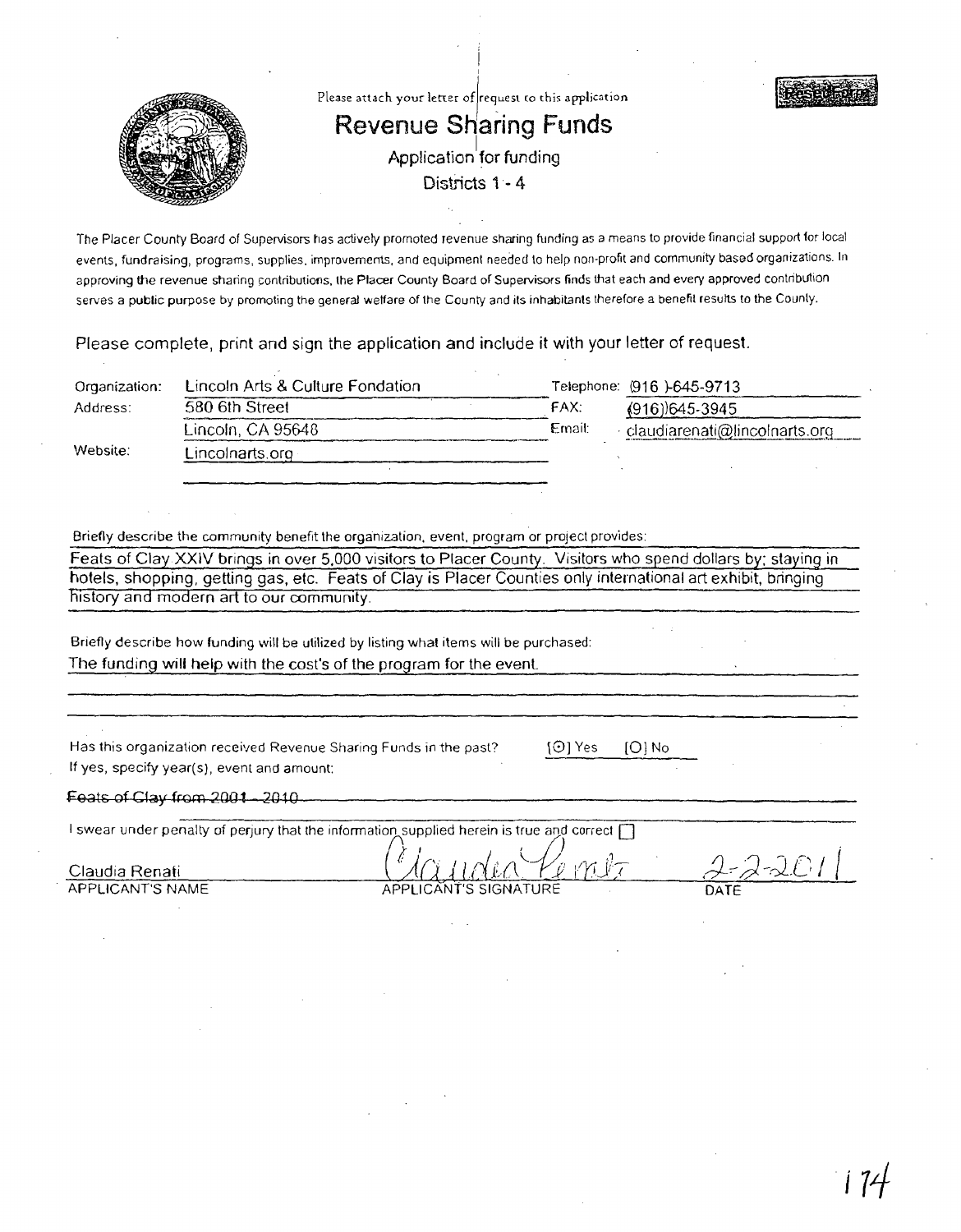Please attach your letter of request to this application

# Revenue Sharing Funds

Application for funding

Districts 1 - 4

The Placer County Board of Supervisors has actively promoted revenue sharing funding as a means to provide financial support for local events, fundraising, programs, supplies, improvements, and equipment needed to help non-profit and community based organizations. In approving the revenue sharing contributions, the Placer County Board of Supervisors finds that each and every approved contribution serves a public purpose by promoting the general welfare of the County and its inhabitants therefore a benefit results to the County.

Please complete, print and sign the application and include it with your letter of request.

Organization: Lincoln Arts & Culture Fondation

Address: 580 6th Street
Lincoln, CA 95648

Website: Lincolnarts.org

Telephone: (916 )-645-9713

FAX: (916))645-3945

Email: claudiarenati@lincolnarts.org

Briefly describe the community benefit the organization, event, program or project provides:

Feats of Clay XXIV brings in over 5,000 visitors to Placer County. Visitors who spend dollars by: staying in hotels, shopping, getting gas, etc. Feats of Clay is Placer Counties only international art exhibit, bringing history and modern art to our community.

Briefly describe how funding will be utilized by listing what items will be purchased:

The funding will help with the cost's of the program for the event.

Has this organization received Revenue Sharing Funds in the past? [⊙] Yes [O] No

If yes, specify year(s), event and amount:

Feats of Clay from 2001 - 2010

I swear under penalty of perjury that the information supplied herein is true and correct [ ]

Claudia Renati — APPLICANT'S NAME

Claudia Renati (signature) — APPLICANT'S SIGNATURE

2-2-2011 — DATE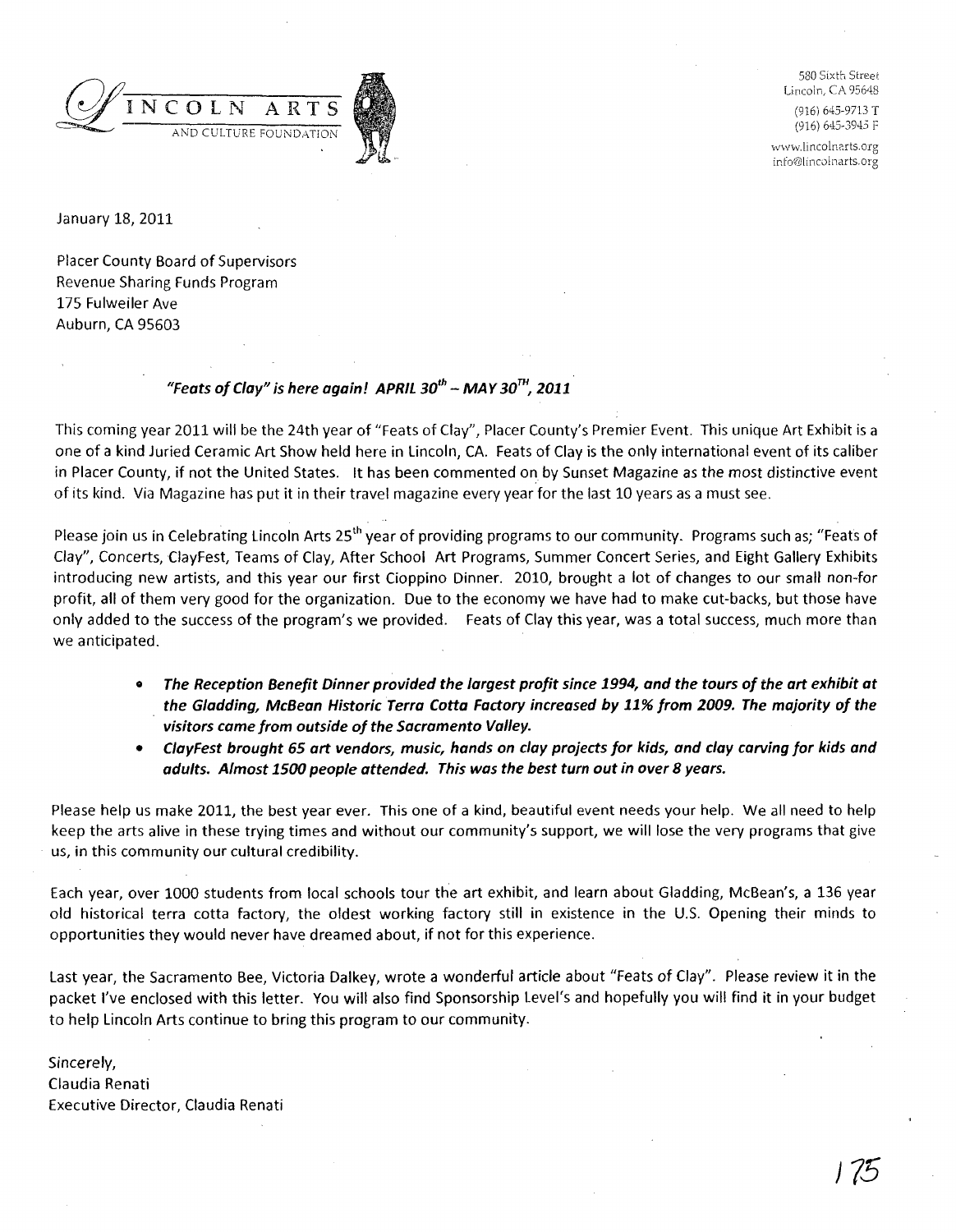LINCOLN ARTS
AND CULTURE FOUNDATION

580 Sixth Street
Lincoln, CA 95648
(916) 645-9713 T
(916) 645-3945 F
www.lincolnarts.org
info@lincolnarts.org

January 18, 2011

Placer County Board of Supervisors
Revenue Sharing Funds Program
175 Fulweiler Ave
Auburn, CA 95603

***"Feats of Clay" is here again! APRIL 30th – MAY 30TH, 2011***

This coming year 2011 will be the 24th year of "Feats of Clay", Placer County's Premier Event. This unique Art Exhibit is a one of a kind Juried Ceramic Art Show held here in Lincoln, CA. Feats of Clay is the only international event of its caliber in Placer County, if not the United States. It has been commented on by Sunset Magazine as the most distinctive event of its kind. Via Magazine has put it in their travel magazine every year for the last 10 years as a must see.

Please join us in Celebrating Lincoln Arts 25th year of providing programs to our community. Programs such as; "Feats of Clay", Concerts, ClayFest, Teams of Clay, After School Art Programs, Summer Concert Series, and Eight Gallery Exhibits introducing new artists, and this year our first Cioppino Dinner. 2010, brought a lot of changes to our small non-for profit, all of them very good for the organization. Due to the economy we have had to make cut-backs, but those have only added to the success of the program's we provided. Feats of Clay this year, was a total success, much more than we anticipated.

- ***The Reception Benefit Dinner provided the largest profit since 1994, and the tours of the art exhibit at the Gladding, McBean Historic Terra Cotta Factory increased by 11% from 2009. The majority of the visitors came from outside of the Sacramento Valley.***
- ***ClayFest brought 65 art vendors, music, hands on clay projects for kids, and clay carving for kids and adults. Almost 1500 people attended. This was the best turn out in over 8 years.***

Please help us make 2011, the best year ever. This one of a kind, beautiful event needs your help. We all need to help keep the arts alive in these trying times and without our community's support, we will lose the very programs that give us, in this community our cultural credibility.

Each year, over 1000 students from local schools tour the art exhibit, and learn about Gladding, McBean's, a 136 year old historical terra cotta factory, the oldest working factory still in existence in the U.S. Opening their minds to opportunities they would never have dreamed about, if not for this experience.

Last year, the Sacramento Bee, Victoria Dalkey, wrote a wonderful article about "Feats of Clay". Please review it in the packet I've enclosed with this letter. You will also find Sponsorship Level's and hopefully you will find it in your budget to help Lincoln Arts continue to bring this program to our community.

Sincerely,
Claudia Renati
Executive Director, Claudia Renati